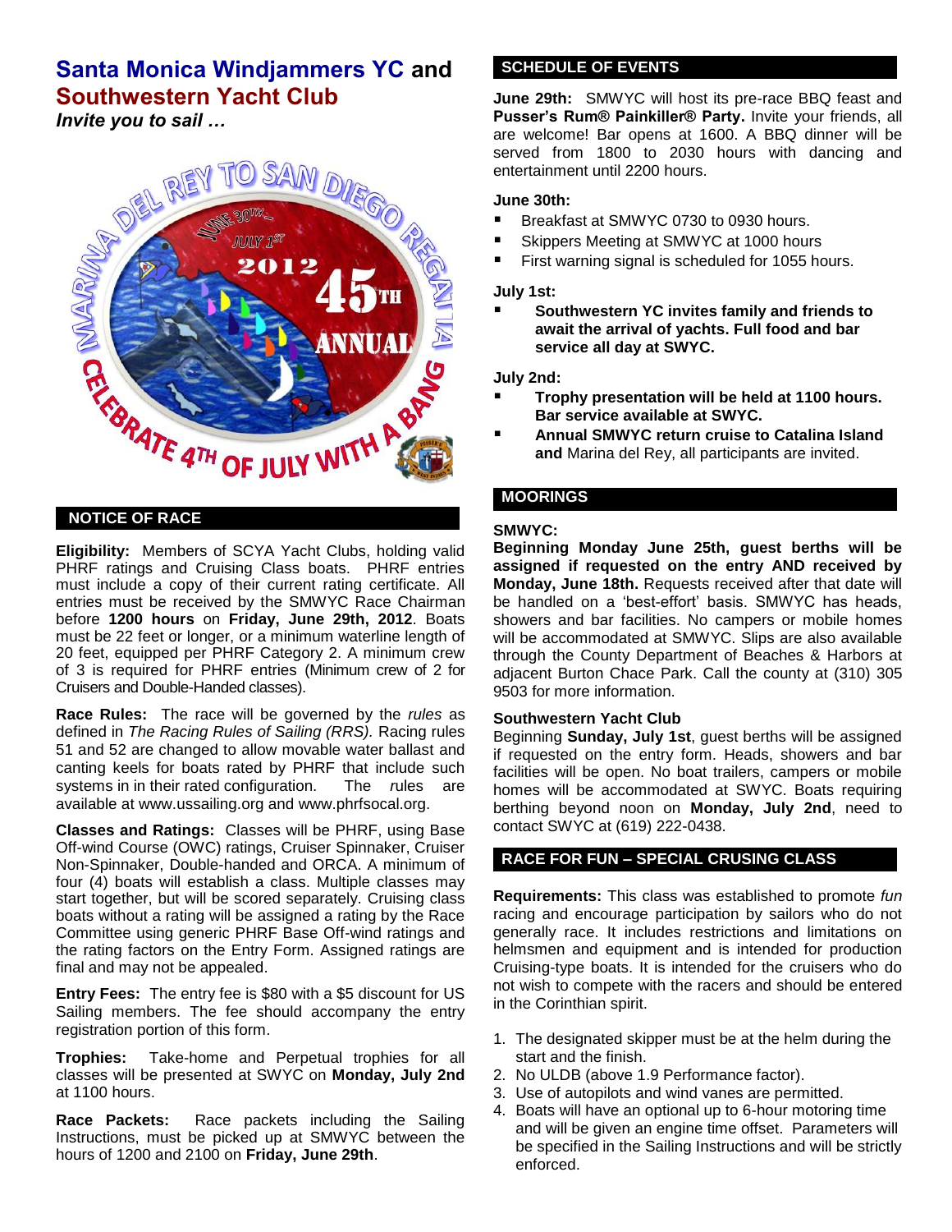# Santa Monica Windjammers YC and Southwestern Yacht Club

*Invite you to sail …*

## NOTICE OF RACE

**Eligibility:** Members of SCYA Yacht Clubs, holding valid PHRF ratings and Cruising Class boats. PHRF entries must include a copy of their current rating certificate. All entries must be received by the SMWYC Race Chairman before **1200 hours** on **Friday, June 29th, 2012**. Boats must be 22 feet or longer, or a minimum waterline length of 20 feet, equipped per PHRF Category 2. A minimum crew of 3 is required for PHRF entries (Minimum crew of 2 for Cruisers and Double-Handed classes).

**Race Rules:** The race will be governed by the *rules* as defined in *The Racing Rules of Sailing (RRS).* Racing rules 51 and 52 are changed to allow movable water ballast and canting keels for boats rated by PHRF that include such systems in in their rated configuration. The *r*ules are available at www.ussailing.org and www.phrfsocal.org.

**Classes and Ratings:** Classes will be PHRF, using Base Off-wind Course (OWC) ratings, Cruiser Spinnaker, Cruiser Non-Spinnaker, Double-handed and ORCA. A minimum of four (4) boats will establish a class. Multiple classes may start together, but will be scored separately. Cruising class boats without a rating will be assigned a rating by the Race Committee using generic PHRF Base Off-wind ratings and the rating factors on the Entry Form. Assigned ratings are final and may not be appealed.

**Entry Fees:** The entry fee is $80 with a $5 discount for US Sailing members. The fee should accompany the entry registration portion of this form.

**Trophies:** Take-home and Perpetual trophies for all classes will be presented at SWYC on **Monday, July 2nd** at 1100 hours.

**Race Packets:** Race packets including the Sailing Instructions, must be picked up at SMWYC between the hours of 1200 and 2100 on **Friday, June 29th**.

## SCHEDULE OF EVENTS

**June 29th:** SMWYC will host its pre-race BBQ feast and **Pusser's Rum® Painkiller® Party.** Invite your friends, all are welcome! Bar opens at 1600. A BBQ dinner will be served from 1800 to 2030 hours with dancing and entertainment until 2200 hours.

**June 30th:**

- Breakfast at SMWYC 0730 to 0930 hours.
- Skippers Meeting at SMWYC at 1000 hours
- First warning signal is scheduled for 1055 hours.

**July 1st:**

- **Southwestern YC invites family and friends to await the arrival of yachts. Full food and bar service all day at SWYC.**

**July 2nd:**

- **Trophy presentation will be held at 1100 hours. Bar service available at SWYC.**
- **Annual SMWYC return cruise to Catalina Island and** Marina del Rey, all participants are invited.

## MOORINGS

**SMWYC:**

**Beginning Monday June 25th, guest berths will be assigned if requested on the entry AND received by Monday, June 18th.** Requests received after that date will be handled on a 'best-effort' basis. SMWYC has heads, showers and bar facilities. No campers or mobile homes will be accommodated at SMWYC. Slips are also available through the County Department of Beaches & Harbors at adjacent Burton Chace Park. Call the county at (310) 305 9503 for more information.

**Southwestern Yacht Club**

Beginning **Sunday, July 1st**, guest berths will be assigned if requested on the entry form. Heads, showers and bar facilities will be open. No boat trailers, campers or mobile homes will be accommodated at SWYC. Boats requiring berthing beyond noon on **Monday, July 2nd**, need to contact SWYC at (619) 222-0438.

## RACE FOR FUN – SPECIAL CRUSING CLASS

**Requirements:** This class was established to promote *fun* racing and encourage participation by sailors who do not generally race. It includes restrictions and limitations on helmsmen and equipment and is intended for production Cruising-type boats. It is intended for the cruisers who do not wish to compete with the racers and should be entered in the Corinthian spirit.

1. The designated skipper must be at the helm during the start and the finish.
2. No ULDB (above 1.9 Performance factor).
3. Use of autopilots and wind vanes are permitted.
4. Boats will have an optional up to 6-hour motoring time and will be given an engine time offset. Parameters will be specified in the Sailing Instructions and will be strictly enforced.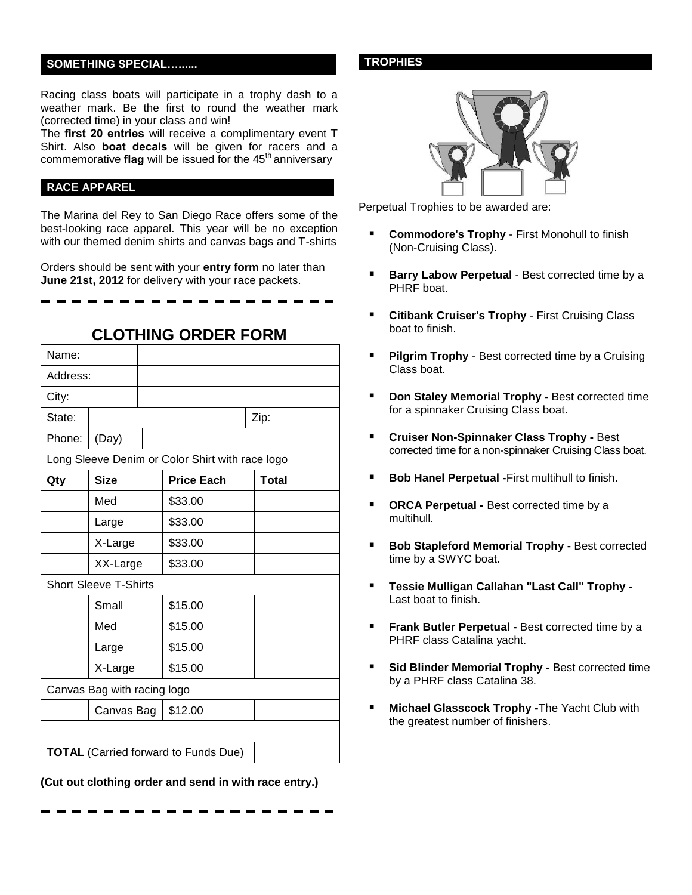## SOMETHING SPECIAL……....

Racing class boats will participate in a trophy dash to a weather mark. Be the first to round the weather mark (corrected time) in your class and win!

The **first 20 entries** will receive a complimentary event T Shirt. Also **boat decals** will be given for racers and a commemorative **flag** will be issued for the 45th anniversary

## RACE APPAREL

The Marina del Rey to San Diego Race offers some of the best-looking race apparel. This year will be no exception with our themed denim shirts and canvas bags and T-shirts

Orders should be sent with your **entry form** no later than **June 21st, 2012** for delivery with your race packets.

## CLOTHING ORDER FORM

| Name: | | | |
|---|---|---|---|
| Address: | | | |
| City: | | | |
| State: | | Zip: | |
| Phone: | (Day) | | |
| Long Sleeve Denim or Color Shirt with race logo | | | |
| **Qty** | **Size** | **Price Each** | **Total** |
| | Med | $33.00 | |
| | Large | $33.00 | |
| | X-Large | $33.00 | |
| | XX-Large | $33.00 | |
| Short Sleeve T-Shirts | | | |
| | Small | $15.00 | |
| | Med | $15.00 | |
| | Large | $15.00 | |
| | X-Large | $15.00 | |
| Canvas Bag with racing logo | | | |
| | Canvas Bag | $12.00 | |
| | | | |
| **TOTAL** (Carried forward to Funds Due) | | | |

**(Cut out clothing order and send in with race entry.)**

## TROPHIES

Perpetual Trophies to be awarded are:

- **Commodore's Trophy** - First Monohull to finish (Non-Cruising Class).
- **Barry Labow Perpetual** - Best corrected time by a PHRF boat.
- **Citibank Cruiser's Trophy** - First Cruising Class boat to finish.
- **Pilgrim Trophy** - Best corrected time by a Cruising Class boat.
- **Don Staley Memorial Trophy -** Best corrected time for a spinnaker Cruising Class boat.
- **Cruiser Non-Spinnaker Class Trophy -** Best corrected time for a non-spinnaker Cruising Class boat.
- **Bob Hanel Perpetual -**First multihull to finish.
- **ORCA Perpetual -** Best corrected time by a multihull.
- **Bob Stapleford Memorial Trophy -** Best corrected time by a SWYC boat.
- **Tessie Mulligan Callahan "Last Call" Trophy -** Last boat to finish.
- **Frank Butler Perpetual -** Best corrected time by a PHRF class Catalina yacht.
- **Sid Blinder Memorial Trophy -** Best corrected time by a PHRF class Catalina 38.
- **Michael Glasscock Trophy -**The Yacht Club with the greatest number of finishers.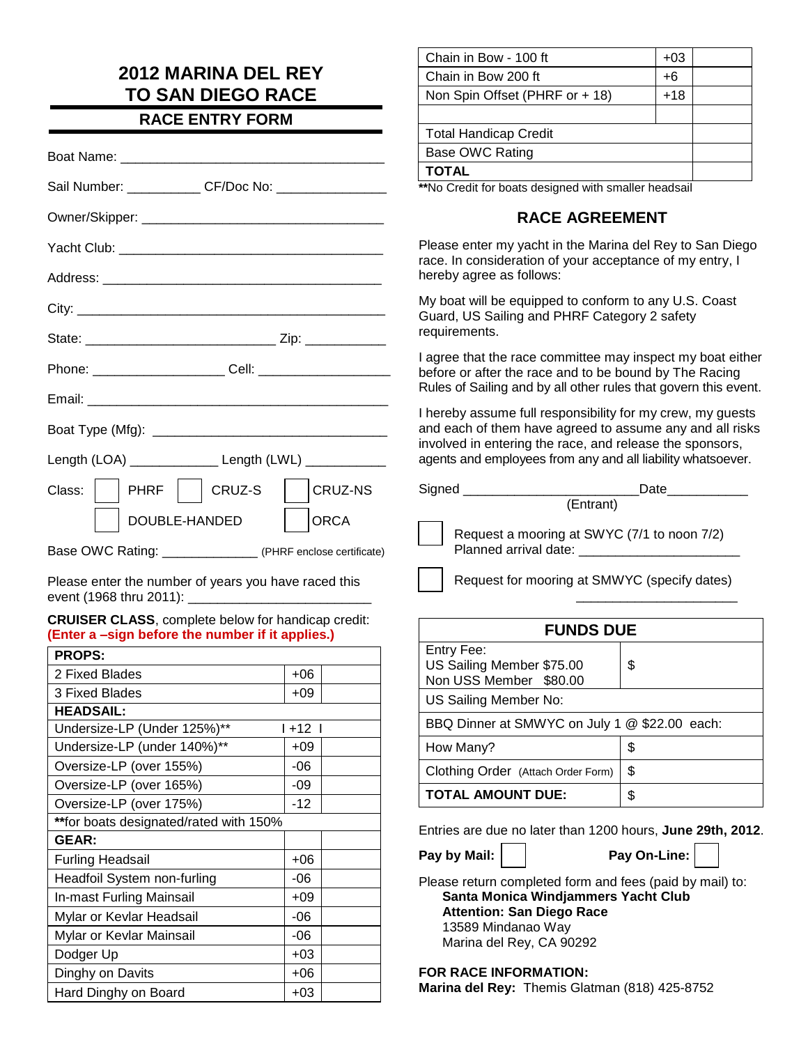## 2012 MARINA DEL REY TO SAN DIEGO RACE

### RACE ENTRY FORM

Boat Name: ___________________________________

Sail Number: __________ CF/Doc No: ______________

Owner/Skipper: _________________________________

Yacht Club: ____________________________________

Address: _______________________________________

City: __________________________________________

State: _________________________ Zip: ___________

Phone: _________________ Cell: __________________

Email: _________________________________________

Boat Type (Mfg): ________________________________

Length (LOA) ____________ Length (LWL) ___________

Class: ☐ PHRF ☐ CRUZ-S ☐ CRUZ-NS

☐ DOUBLE-HANDED ☐ ORCA

Base OWC Rating: _____________ (PHRF enclose certificate)

Please enter the number of years you have raced this event (1968 thru 2011): _________________________

**CRUISER CLASS**, complete below for handicap credit:
**(Enter a –sign before the number if it applies.)**

| | | |
|---|---|---|
| **PROPS:** | | |
| 2 Fixed Blades | +06 | |
| 3 Fixed Blades | +09 | |
| **HEADSAIL:** | | |
| Undersize-LP (Under 125%)** | +12 | |
| Undersize-LP (under 140%)** | +09 | |
| Oversize-LP (over 155%) | -06 | |
| Oversize-LP (over 165%) | -09 | |
| Oversize-LP (over 175%) | -12 | |
| **for boats designated/rated with 150% | | |
| **GEAR:** | | |
| Furling Headsail | +06 | |
| Headfoil System non-furling | -06 | |
| In-mast Furling Mainsail | +09 | |
| Mylar or Kevlar Headsail | -06 | |
| Mylar or Kevlar Mainsail | -06 | |
| Dodger Up | +03 | |
| Dinghy on Davits | +06 | |
| Hard Dinghy on Board | +03 | |
| Chain in Bow - 100 ft | +03 | |
| Chain in Bow 200 ft | +6 | |
| Non Spin Offset (PHRF or + 18) | +18 | |
| | | |
| Total Handicap Credit | | |
| Base OWC Rating | | |
| **TOTAL** | | |

**No Credit for boats designed with smaller headsail

### RACE AGREEMENT

Please enter my yacht in the Marina del Rey to San Diego race. In consideration of your acceptance of my entry, I hereby agree as follows:

My boat will be equipped to conform to any U.S. Coast Guard, US Sailing and PHRF Category 2 safety requirements.

I agree that the race committee may inspect my boat either before or after the race and to be bound by The Racing Rules of Sailing and by all other rules that govern this event.

I hereby assume full responsibility for my crew, my guests and each of them have agreed to assume any and all risks involved in entering the race, and release the sponsors, agents and employees from any and all liability whatsoever.

Signed _______________________ Date___________
(Entrant)

☐ Request a mooring at SWYC (7/1 to noon 7/2)
Planned arrival date: ______________________

☐ Request for mooring at SMWYC (specify dates)
______________________

| **FUNDS DUE** | |
|---|---|
| Entry Fee:<br>US Sailing Member $75.00<br>Non USS Member $80.00 | $ |
| US Sailing Member No: | |
| BBQ Dinner at SMWYC on July 1 @ $22.00 each: | |
| How Many? | $ |
| Clothing Order (Attach Order Form) | $ |
| **TOTAL AMOUNT DUE:** | $ |

Entries are due no later than 1200 hours, **June 29th, 2012**.

**Pay by Mail:** ☐ **Pay On-Line:** ☐

Please return completed form and fees (paid by mail) to:
**Santa Monica Windjammers Yacht Club**
**Attention: San Diego Race**
13589 Mindanao Way
Marina del Rey, CA 90292

**FOR RACE INFORMATION:**
**Marina del Rey:** Themis Glatman (818) 425-8752